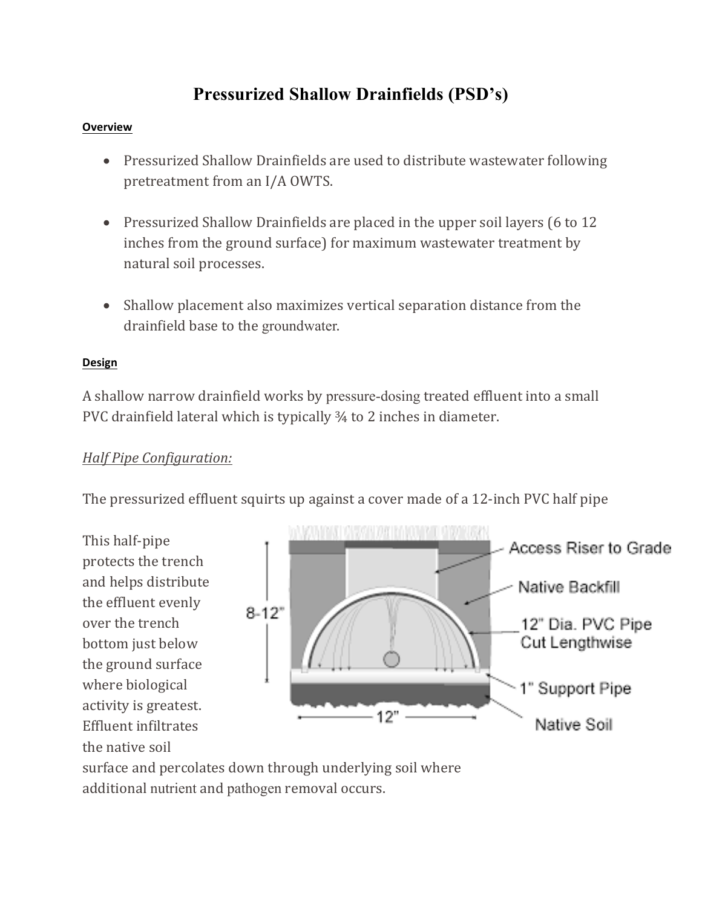# Pressurized Shallow Drainfields (PSD's)

**Overview**

- Pressurized Shallow Drainfields are used to distribute wastewater following pretreatment from an I/A OWTS.
- Pressurized Shallow Drainfields are placed in the upper soil layers (6 to 12 inches from the ground surface) for maximum wastewater treatment by natural soil processes.
- Shallow placement also maximizes vertical separation distance from the drainfield base to the groundwater.

**Design**

A shallow narrow drainfield works by pressure-dosing treated effluent into a small PVC drainfield lateral which is typically ¾ to 2 inches in diameter.

*Half Pipe Configuration:*

The pressurized effluent squirts up against a cover made of a 12-inch PVC half pipe

This half-pipe protects the trench and helps distribute the effluent evenly over the trench bottom just below the ground surface where biological activity is greatest. Effluent infiltrates the native soil surface and percolates down through underlying soil where additional nutrient and pathogen removal occurs.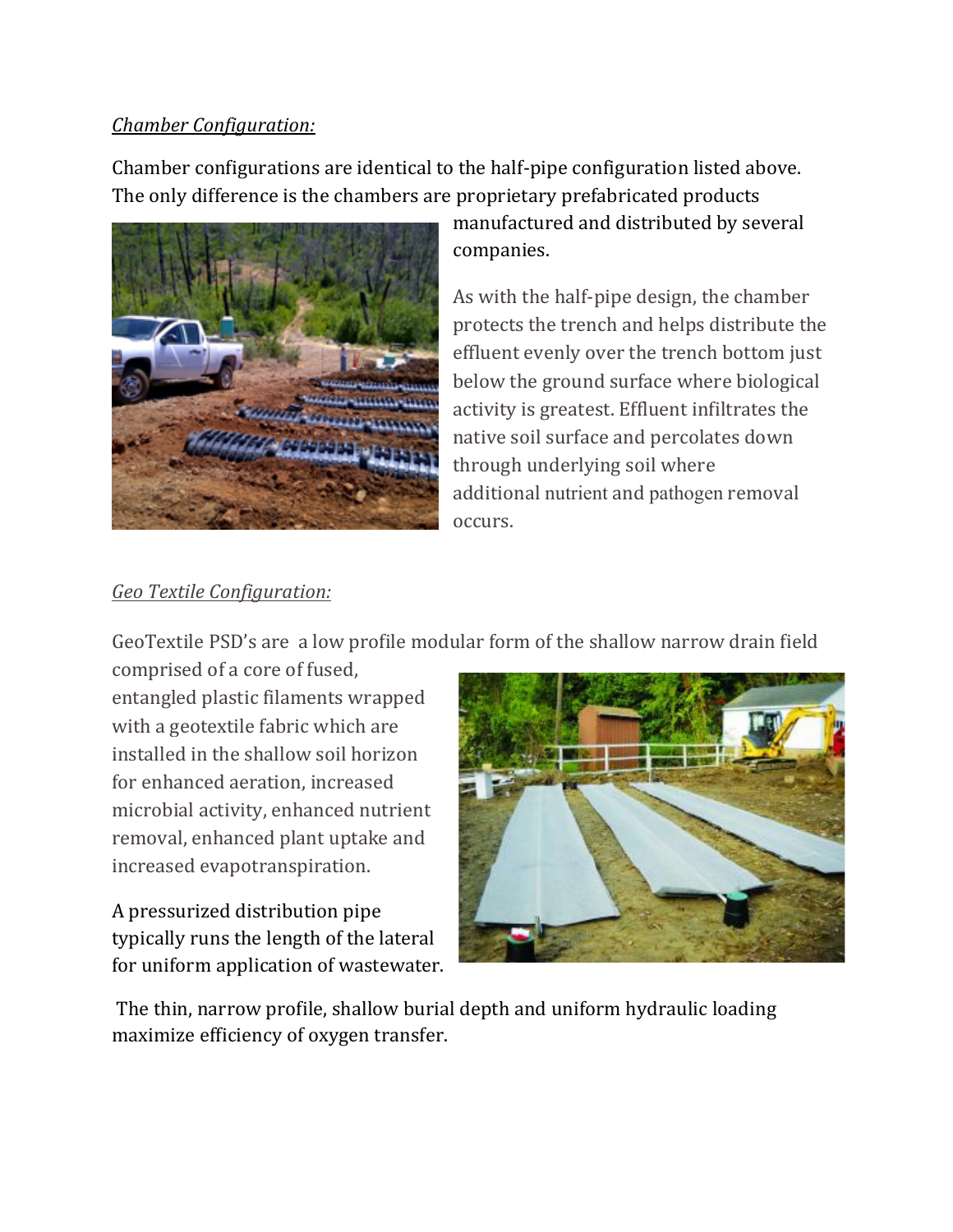*Chamber Configuration:*

Chamber configurations are identical to the half-pipe configuration listed above. The only difference is the chambers are proprietary prefabricated products manufactured and distributed by several companies.

As with the half-pipe design, the chamber protects the trench and helps distribute the effluent evenly over the trench bottom just below the ground surface where biological activity is greatest. Effluent infiltrates the native soil surface and percolates down through underlying soil where additional nutrient and pathogen removal occurs.

*Geo Textile Configuration:*

GeoTextile PSD's are a low profile modular form of the shallow narrow drain field comprised of a core of fused, entangled plastic filaments wrapped with a geotextile fabric which are installed in the shallow soil horizon for enhanced aeration, increased microbial activity, enhanced nutrient removal, enhanced plant uptake and increased evapotranspiration.

A pressurized distribution pipe typically runs the length of the lateral for uniform application of wastewater.

The thin, narrow profile, shallow burial depth and uniform hydraulic loading maximize efficiency of oxygen transfer.